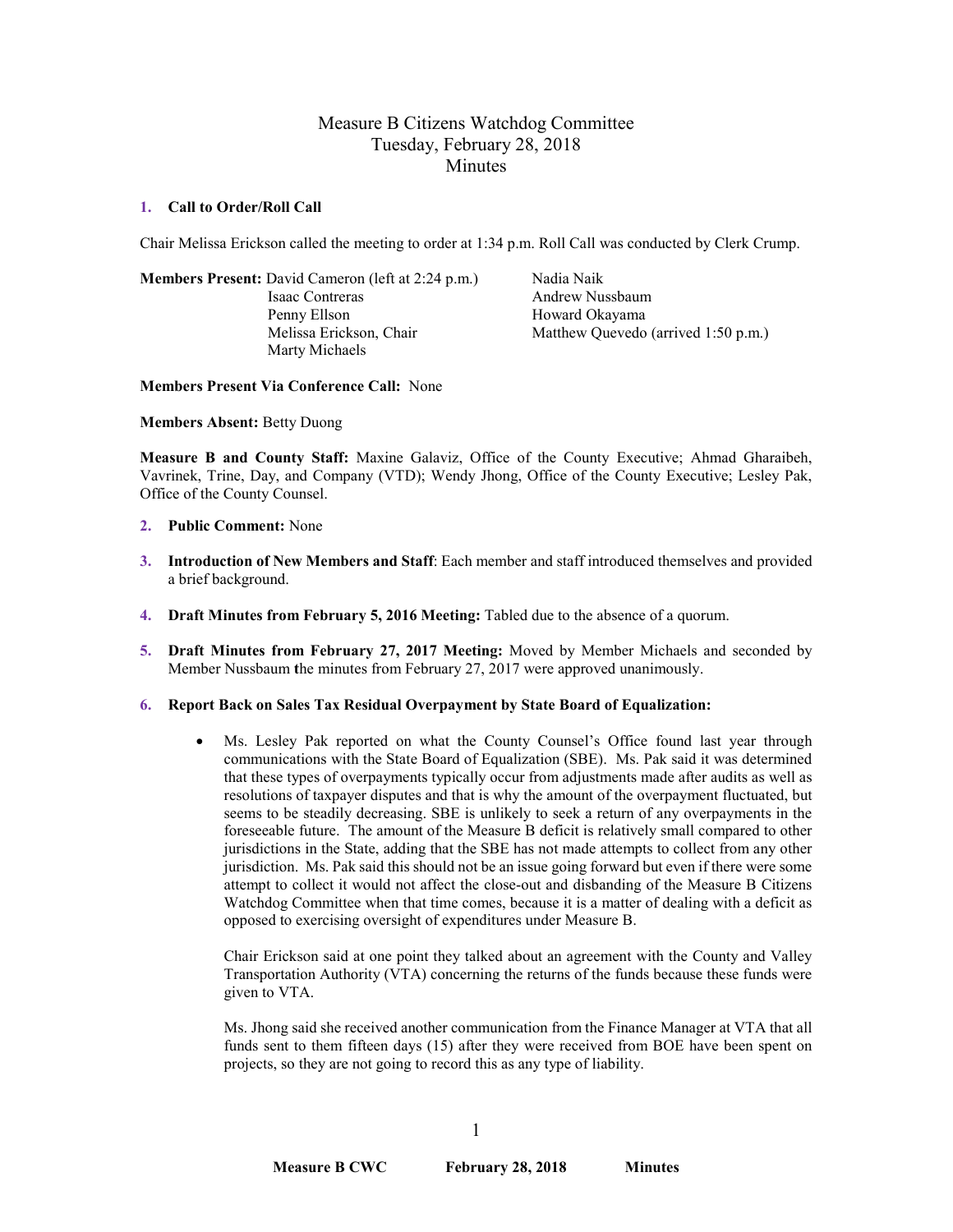# Measure B Citizens Watchdog Committee
## Tuesday, February 28, 2018
## Minutes

**1. Call to Order/Roll Call**

Chair Melissa Erickson called the meeting to order at 1:34 p.m. Roll Call was conducted by Clerk Crump.

**Members Present:** David Cameron (left at 2:24 p.m.), Isaac Contreras, Penny Ellson, Melissa Erickson, Chair, Marty Michaels, Nadia Naik, Andrew Nussbaum, Howard Okayama, Matthew Quevedo (arrived 1:50 p.m.)

**Members Present Via Conference Call:** None

**Members Absent:** Betty Duong

**Measure B and County Staff:** Maxine Galaviz, Office of the County Executive; Ahmad Gharaibeh, Vavrinek, Trine, Day, and Company (VTD); Wendy Jhong, Office of the County Executive; Lesley Pak, Office of the County Counsel.

**2. Public Comment:** None

**3. Introduction of New Members and Staff**: Each member and staff introduced themselves and provided a brief background.

**4. Draft Minutes from February 5, 2016 Meeting:** Tabled due to the absence of a quorum.

**5. Draft Minutes from February 27, 2017 Meeting:** Moved by Member Michaels and seconded by Member Nussbaum the minutes from February 27, 2017 were approved unanimously.

**6. Report Back on Sales Tax Residual Overpayment by State Board of Equalization:**

- Ms. Lesley Pak reported on what the County Counsel's Office found last year through communications with the State Board of Equalization (SBE). Ms. Pak said it was determined that these types of overpayments typically occur from adjustments made after audits as well as resolutions of taxpayer disputes and that is why the amount of the overpayment fluctuated, but seems to be steadily decreasing. SBE is unlikely to seek a return of any overpayments in the foreseeable future. The amount of the Measure B deficit is relatively small compared to other jurisdictions in the State, adding that the SBE has not made attempts to collect from any other jurisdiction. Ms. Pak said this should not be an issue going forward but even if there were some attempt to collect it would not affect the close-out and disbanding of the Measure B Citizens Watchdog Committee when that time comes, because it is a matter of dealing with a deficit as opposed to exercising oversight of expenditures under Measure B.

  Chair Erickson said at one point they talked about an agreement with the County and Valley Transportation Authority (VTA) concerning the returns of the funds because these funds were given to VTA.

  Ms. Jhong said she received another communication from the Finance Manager at VTA that all funds sent to them fifteen days (15) after they were received from BOE have been spent on projects, so they are not going to record this as any type of liability.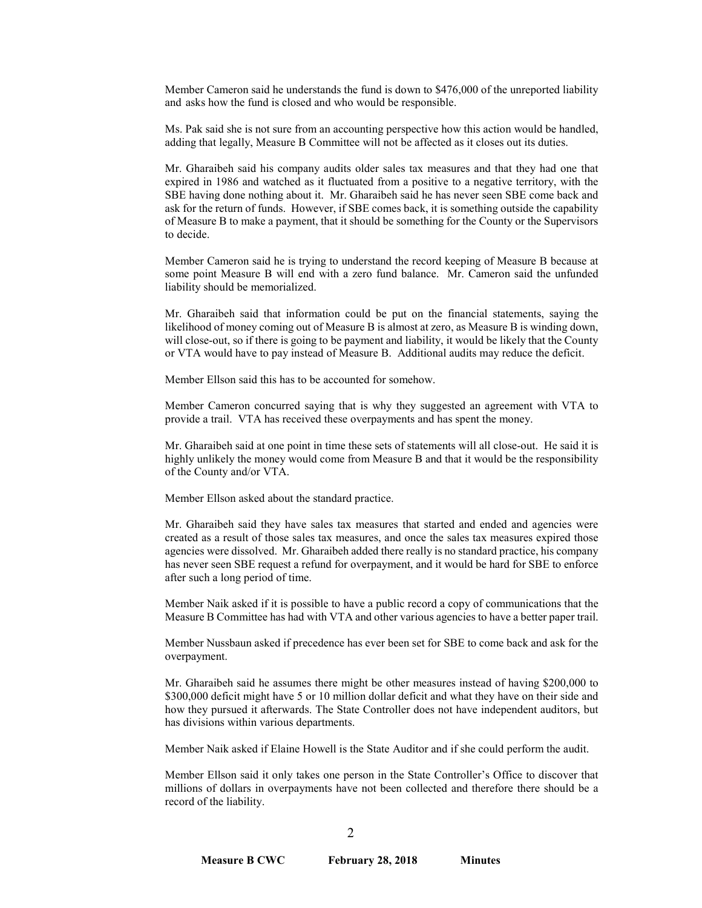Member Cameron said he understands the fund is down to $476,000 of the unreported liability and asks how the fund is closed and who would be responsible.

Ms. Pak said she is not sure from an accounting perspective how this action would be handled, adding that legally, Measure B Committee will not be affected as it closes out its duties.

Mr. Gharaibeh said his company audits older sales tax measures and that they had one that expired in 1986 and watched as it fluctuated from a positive to a negative territory, with the SBE having done nothing about it. Mr. Gharaibeh said he has never seen SBE come back and ask for the return of funds. However, if SBE comes back, it is something outside the capability of Measure B to make a payment, that it should be something for the County or the Supervisors to decide.

Member Cameron said he is trying to understand the record keeping of Measure B because at some point Measure B will end with a zero fund balance. Mr. Cameron said the unfunded liability should be memorialized.

Mr. Gharaibeh said that information could be put on the financial statements, saying the likelihood of money coming out of Measure B is almost at zero, as Measure B is winding down, will close-out, so if there is going to be payment and liability, it would be likely that the County or VTA would have to pay instead of Measure B. Additional audits may reduce the deficit.

Member Ellson said this has to be accounted for somehow.

Member Cameron concurred saying that is why they suggested an agreement with VTA to provide a trail. VTA has received these overpayments and has spent the money.

Mr. Gharaibeh said at one point in time these sets of statements will all close-out. He said it is highly unlikely the money would come from Measure B and that it would be the responsibility of the County and/or VTA.

Member Ellson asked about the standard practice.

Mr. Gharaibeh said they have sales tax measures that started and ended and agencies were created as a result of those sales tax measures, and once the sales tax measures expired those agencies were dissolved. Mr. Gharaibeh added there really is no standard practice, his company has never seen SBE request a refund for overpayment, and it would be hard for SBE to enforce after such a long period of time.

Member Naik asked if it is possible to have a public record a copy of communications that the Measure B Committee has had with VTA and other various agencies to have a better paper trail.

Member Nussbaun asked if precedence has ever been set for SBE to come back and ask for the overpayment.

Mr. Gharaibeh said he assumes there might be other measures instead of having $200,000 to $300,000 deficit might have 5 or 10 million dollar deficit and what they have on their side and how they pursued it afterwards. The State Controller does not have independent auditors, but has divisions within various departments.

Member Naik asked if Elaine Howell is the State Auditor and if she could perform the audit.

Member Ellson said it only takes one person in the State Controller's Office to discover that millions of dollars in overpayments have not been collected and therefore there should be a record of the liability.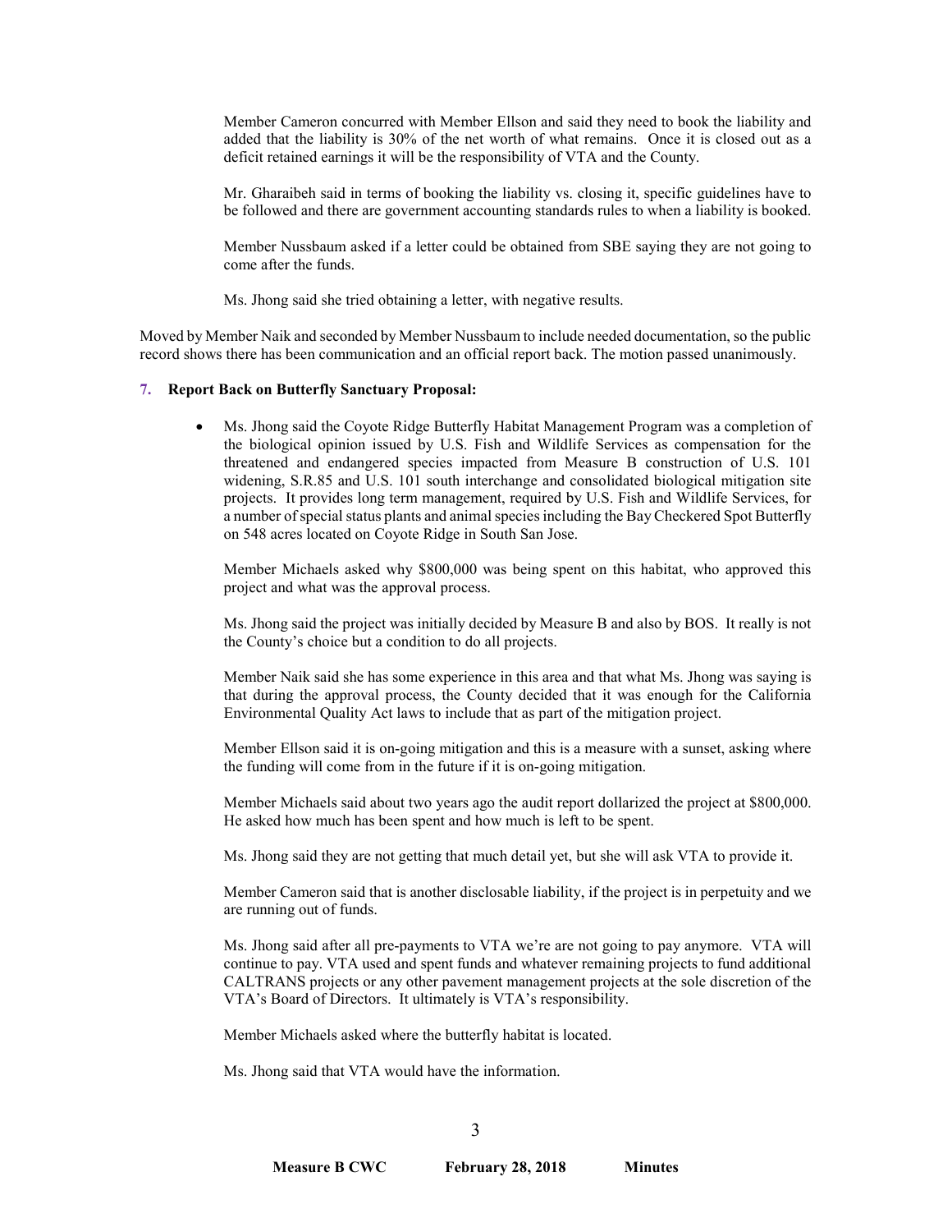Member Cameron concurred with Member Ellson and said they need to book the liability and added that the liability is 30% of the net worth of what remains. Once it is closed out as a deficit retained earnings it will be the responsibility of VTA and the County.

Mr. Gharaibeh said in terms of booking the liability vs. closing it, specific guidelines have to be followed and there are government accounting standards rules to when a liability is booked.

Member Nussbaum asked if a letter could be obtained from SBE saying they are not going to come after the funds.

Ms. Jhong said she tried obtaining a letter, with negative results.

Moved by Member Naik and seconded by Member Nussbaum to include needed documentation, so the public record shows there has been communication and an official report back. The motion passed unanimously.

**7. Report Back on Butterfly Sanctuary Proposal:**

- Ms. Jhong said the Coyote Ridge Butterfly Habitat Management Program was a completion of the biological opinion issued by U.S. Fish and Wildlife Services as compensation for the threatened and endangered species impacted from Measure B construction of U.S. 101 widening, S.R.85 and U.S. 101 south interchange and consolidated biological mitigation site projects. It provides long term management, required by U.S. Fish and Wildlife Services, for a number of special status plants and animal species including the Bay Checkered Spot Butterfly on 548 acres located on Coyote Ridge in South San Jose.

  Member Michaels asked why $800,000 was being spent on this habitat, who approved this project and what was the approval process.

  Ms. Jhong said the project was initially decided by Measure B and also by BOS. It really is not the County's choice but a condition to do all projects.

  Member Naik said she has some experience in this area and that what Ms. Jhong was saying is that during the approval process, the County decided that it was enough for the California Environmental Quality Act laws to include that as part of the mitigation project.

  Member Ellson said it is on-going mitigation and this is a measure with a sunset, asking where the funding will come from in the future if it is on-going mitigation.

  Member Michaels said about two years ago the audit report dollarized the project at $800,000. He asked how much has been spent and how much is left to be spent.

  Ms. Jhong said they are not getting that much detail yet, but she will ask VTA to provide it.

  Member Cameron said that is another disclosable liability, if the project is in perpetuity and we are running out of funds.

  Ms. Jhong said after all pre-payments to VTA we're are not going to pay anymore. VTA will continue to pay. VTA used and spent funds and whatever remaining projects to fund additional CALTRANS projects or any other pavement management projects at the sole discretion of the VTA's Board of Directors. It ultimately is VTA's responsibility.

  Member Michaels asked where the butterfly habitat is located.

  Ms. Jhong said that VTA would have the information.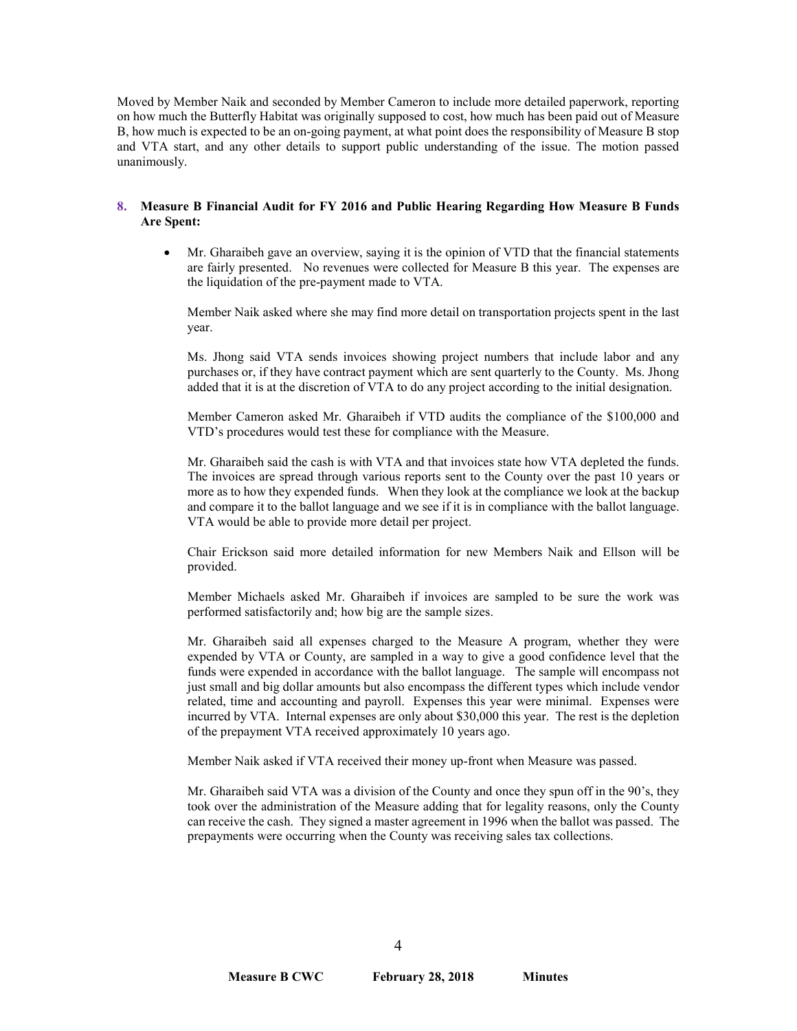Moved by Member Naik and seconded by Member Cameron to include more detailed paperwork, reporting on how much the Butterfly Habitat was originally supposed to cost, how much has been paid out of Measure B, how much is expected to be an on-going payment, at what point does the responsibility of Measure B stop and VTA start, and any other details to support public understanding of the issue. The motion passed unanimously.

**8. Measure B Financial Audit for FY 2016 and Public Hearing Regarding How Measure B Funds Are Spent:**

- Mr. Gharaibeh gave an overview, saying it is the opinion of VTD that the financial statements are fairly presented. No revenues were collected for Measure B this year. The expenses are the liquidation of the pre-payment made to VTA.

  Member Naik asked where she may find more detail on transportation projects spent in the last year.

  Ms. Jhong said VTA sends invoices showing project numbers that include labor and any purchases or, if they have contract payment which are sent quarterly to the County. Ms. Jhong added that it is at the discretion of VTA to do any project according to the initial designation.

  Member Cameron asked Mr. Gharaibeh if VTD audits the compliance of the $100,000 and VTD's procedures would test these for compliance with the Measure.

  Mr. Gharaibeh said the cash is with VTA and that invoices state how VTA depleted the funds. The invoices are spread through various reports sent to the County over the past 10 years or more as to how they expended funds. When they look at the compliance we look at the backup and compare it to the ballot language and we see if it is in compliance with the ballot language. VTA would be able to provide more detail per project.

  Chair Erickson said more detailed information for new Members Naik and Ellson will be provided.

  Member Michaels asked Mr. Gharaibeh if invoices are sampled to be sure the work was performed satisfactorily and; how big are the sample sizes.

  Mr. Gharaibeh said all expenses charged to the Measure A program, whether they were expended by VTA or County, are sampled in a way to give a good confidence level that the funds were expended in accordance with the ballot language. The sample will encompass not just small and big dollar amounts but also encompass the different types which include vendor related, time and accounting and payroll. Expenses this year were minimal. Expenses were incurred by VTA. Internal expenses are only about $30,000 this year. The rest is the depletion of the prepayment VTA received approximately 10 years ago.

  Member Naik asked if VTA received their money up-front when Measure was passed.

  Mr. Gharaibeh said VTA was a division of the County and once they spun off in the 90's, they took over the administration of the Measure adding that for legality reasons, only the County can receive the cash. They signed a master agreement in 1996 when the ballot was passed. The prepayments were occurring when the County was receiving sales tax collections.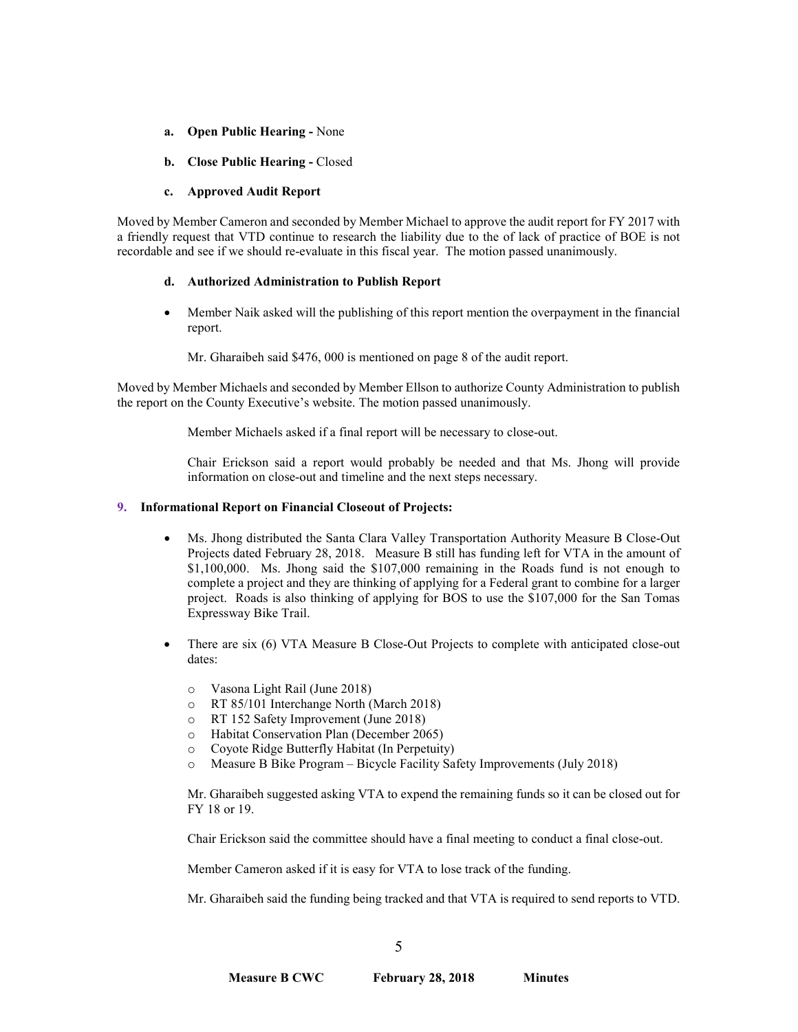- **a. Open Public Hearing -** None
- **b. Close Public Hearing -** Closed
- **c. Approved Audit Report**

Moved by Member Cameron and seconded by Member Michael to approve the audit report for FY 2017 with a friendly request that VTD continue to research the liability due to the of lack of practice of BOE is not recordable and see if we should re-evaluate in this fiscal year. The motion passed unanimously.

- **d. Authorized Administration to Publish Report**

- Member Naik asked will the publishing of this report mention the overpayment in the financial report.

  Mr. Gharaibeh said $476, 000 is mentioned on page 8 of the audit report.

Moved by Member Michaels and seconded by Member Ellson to authorize County Administration to publish the report on the County Executive's website. The motion passed unanimously.

Member Michaels asked if a final report will be necessary to close-out.

Chair Erickson said a report would probably be needed and that Ms. Jhong will provide information on close-out and timeline and the next steps necessary.

**9. Informational Report on Financial Closeout of Projects:**

- Ms. Jhong distributed the Santa Clara Valley Transportation Authority Measure B Close-Out Projects dated February 28, 2018. Measure B still has funding left for VTA in the amount of $1,100,000. Ms. Jhong said the $107,000 remaining in the Roads fund is not enough to complete a project and they are thinking of applying for a Federal grant to combine for a larger project. Roads is also thinking of applying for BOS to use the $107,000 for the San Tomas Expressway Bike Trail.

- There are six (6) VTA Measure B Close-Out Projects to complete with anticipated close-out dates:

  - Vasona Light Rail (June 2018)
  - RT 85/101 Interchange North (March 2018)
  - RT 152 Safety Improvement (June 2018)
  - Habitat Conservation Plan (December 2065)
  - Coyote Ridge Butterfly Habitat (In Perpetuity)
  - Measure B Bike Program – Bicycle Facility Safety Improvements (July 2018)

  Mr. Gharaibeh suggested asking VTA to expend the remaining funds so it can be closed out for FY 18 or 19.

  Chair Erickson said the committee should have a final meeting to conduct a final close-out.

  Member Cameron asked if it is easy for VTA to lose track of the funding.

  Mr. Gharaibeh said the funding being tracked and that VTA is required to send reports to VTD.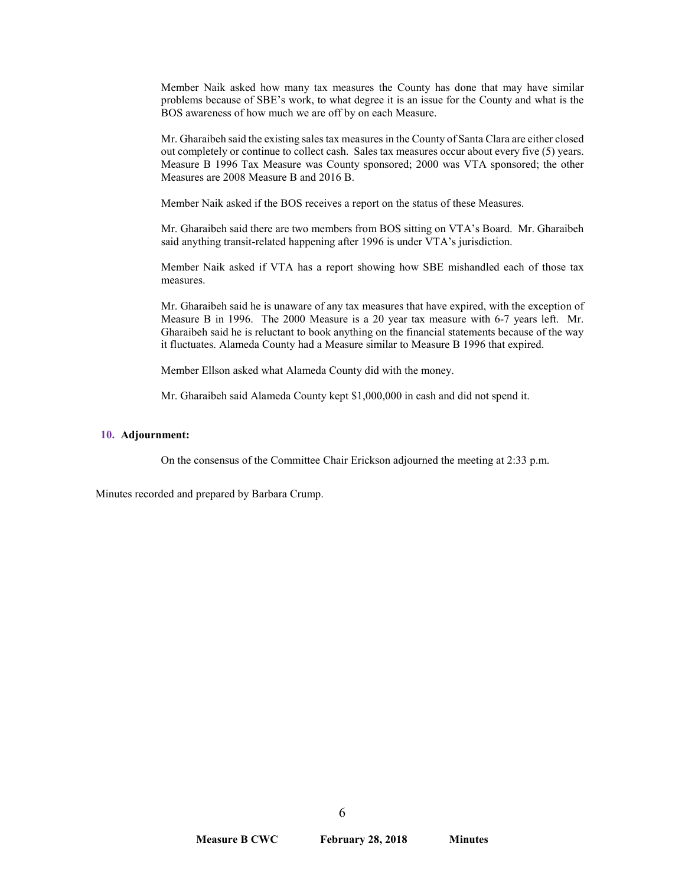Member Naik asked how many tax measures the County has done that may have similar problems because of SBE's work, to what degree it is an issue for the County and what is the BOS awareness of how much we are off by on each Measure.

Mr. Gharaibeh said the existing sales tax measures in the County of Santa Clara are either closed out completely or continue to collect cash. Sales tax measures occur about every five (5) years. Measure B 1996 Tax Measure was County sponsored; 2000 was VTA sponsored; the other Measures are 2008 Measure B and 2016 B.

Member Naik asked if the BOS receives a report on the status of these Measures.

Mr. Gharaibeh said there are two members from BOS sitting on VTA's Board. Mr. Gharaibeh said anything transit-related happening after 1996 is under VTA's jurisdiction.

Member Naik asked if VTA has a report showing how SBE mishandled each of those tax measures.

Mr. Gharaibeh said he is unaware of any tax measures that have expired, with the exception of Measure B in 1996. The 2000 Measure is a 20 year tax measure with 6-7 years left. Mr. Gharaibeh said he is reluctant to book anything on the financial statements because of the way it fluctuates. Alameda County had a Measure similar to Measure B 1996 that expired.

Member Ellson asked what Alameda County did with the money.

Mr. Gharaibeh said Alameda County kept $1,000,000 in cash and did not spend it.

**10. Adjournment:**

On the consensus of the Committee Chair Erickson adjourned the meeting at 2:33 p.m.

Minutes recorded and prepared by Barbara Crump.